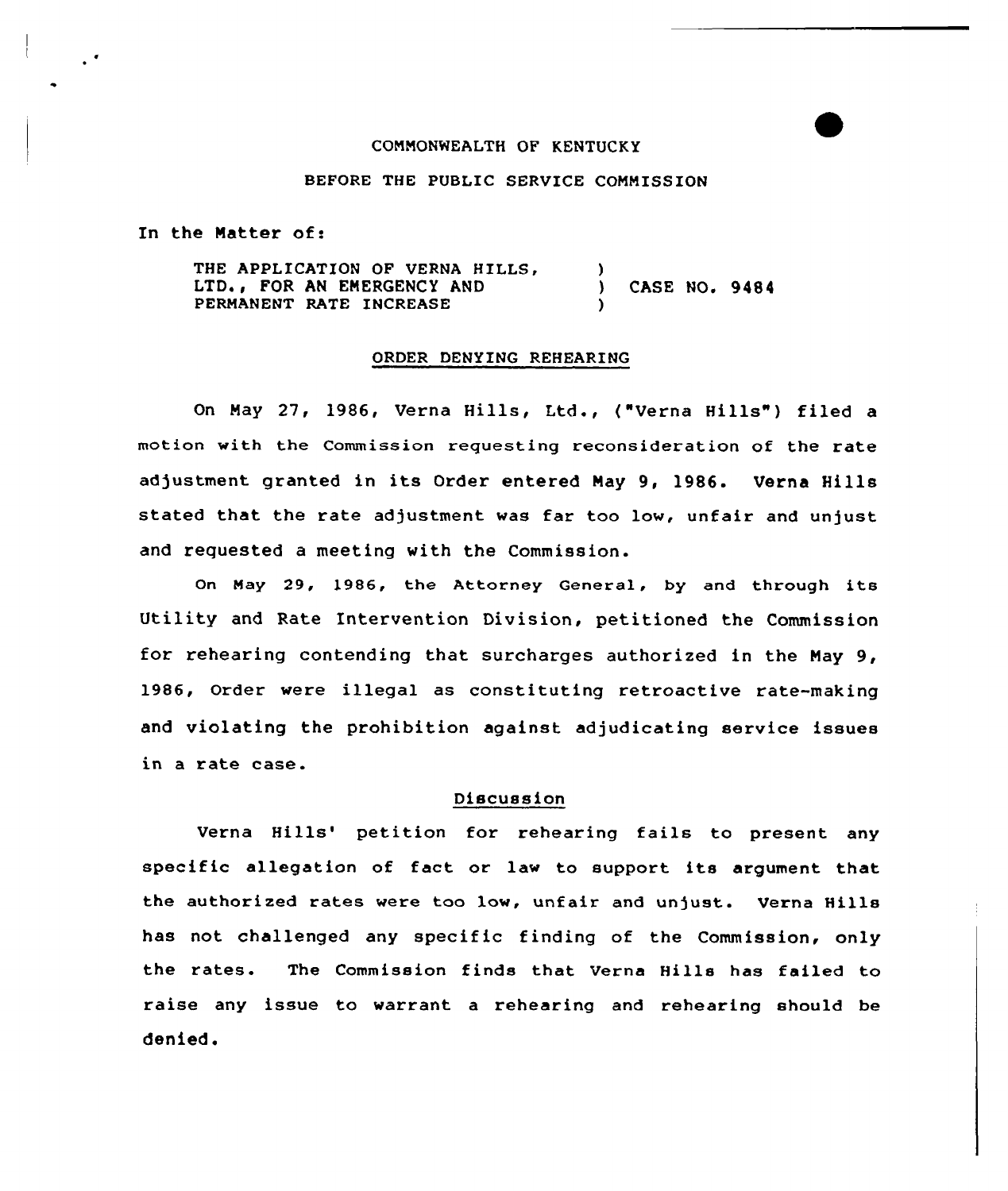COMMONWEALTH OF KENTUCKY

BEFORE THE PUBLIC SERVICE COMMISSION

In the Matter of:

THE APPLICATION OF VERNA HILLS, LTD., FOR AN EMERGENCY AND PERMANENT RATE INCREASE ) CASE NO. 9484

ORDER DENYING REHEARING

On May 27, 1986, Verna Hills, Ltd., ("Verna Hills") filed a motion with the Commission requesting reconsideration of the rate adjustment granted in its Order entered May 9, 1986. Verna Hills stated that the rate adjustment was far too low, unfair and unjust and requested a meeting with the Commission.

On May 29, 1986, the Attorney General, by and through its Utility and Rate Intervention Division, petitioned the Commission for rehearing contending that surcharges authorized in the May 9, 1986, Order were illegal as constituting retroactive rate-making and violating the prohibition against adjudicating service issues in a rate case.

## Discussion

Verna Hills' petition for rehearing fails to present any specific allegation of fact or law to support its argument that the authorized rates were too low, unfair and unjust. Verna Hills has not challenged any specific finding of the Commission, only the rates. The Commission finds that Verna Hills has failed to raise any issue to warrant a rehearing and rehearing should be denied.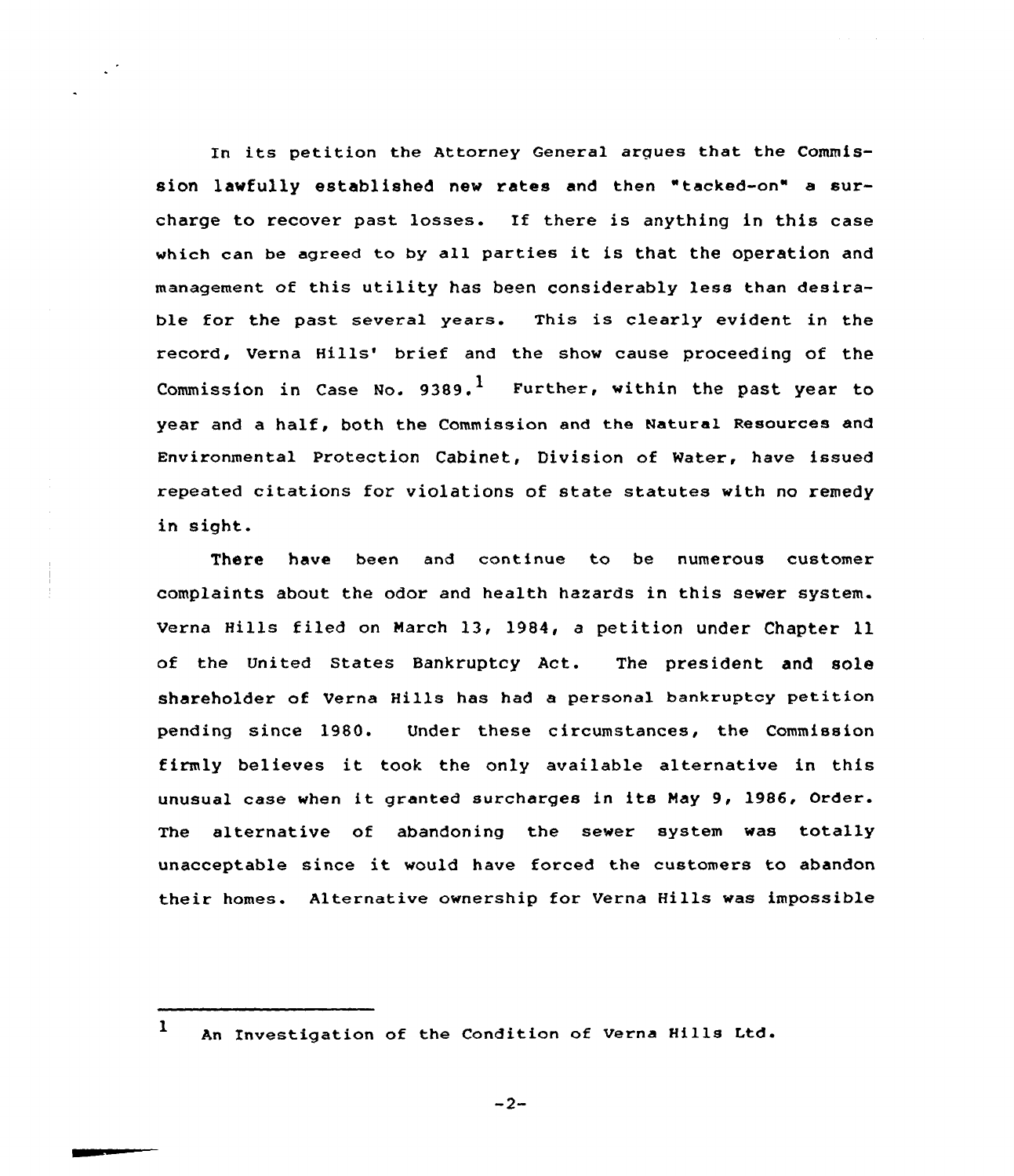In its petition the Attorney General argues that the Commission lawfully established new rates and then "tacked-on" a surcharge to recover past losses. If there is anything in this case which can be agreed to by all parties it is that the operation and management of this utility has been considerably less than desirable for the past several years. This is clearly evident in the record, Verna Hills' brief and the show cause proceeding of the Commission in Case No. 9389.[1] Further, within the past year to year and a half, both the Commission and the Natural Resources and Environmental Protection Cabinet, Division of Water, have issued repeated citations for violations of state statutes with no remedy in sight.

There have been and continue to be numerous customer complaints about the odor and health hazards in this sewer system. Verna Hills filed on March 13, 1984, a petition under Chapter 11 of the United States Bankruptcy Act. The president and sole shareholder of Verna Hills has had a personal bankruptcy petition pending since 1980. Under these circumstances, the Commission firmly believes it took the only available alternative in this unusual case when it granted surcharges in its May 9, 1986, Order. The alternative of abandoning the sewer system was totally unacceptable since it would have forced the customers to abandon their homes. Alternative ownership for Verna Hills was impossible

[1] An Investigation of the Condition of Verna Hills Ltd.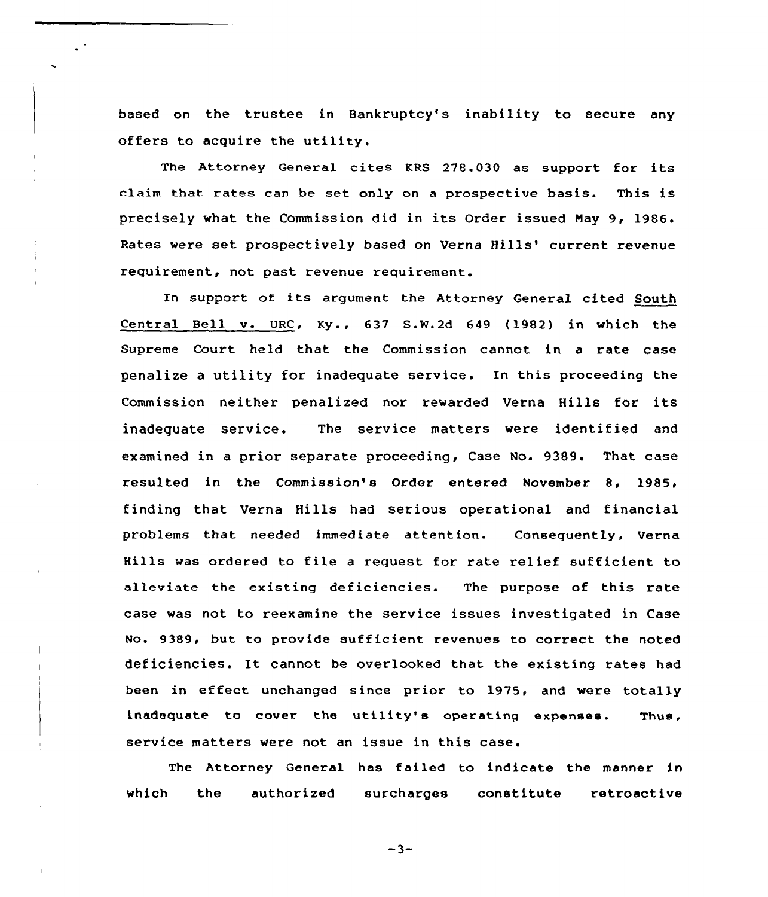based on the trustee in Bankruptcy's inability to secure any offers to acquire the utility.

The Attorney General cites KRS 278.030 as support for its claim that rates can be set only on a prospective basis. This is precisely what the Commission did in its Order issued May 9, 1986. Rates were set prospectively based on Verna Hills' current revenue requirement, not past revenue requirement.

In support of its argument the Attorney General cited South Central Bell v. URC, Ky., 637 S.W.2d 649 (1982) in which the Supreme Court held that the Commission cannot in a rate case penalize a utility for inadequate service. In this proceeding the Commission neither penalized nor rewarded Verna Hills for its inadequate service. The service matters were identified and examined in a prior separate proceeding, Case No. 9389. That case resulted in the Commission's Order entered November 8, 1985, finding that Verna Hills had serious operational and financial problems that needed immediate attention. Consequently, Verna Hills was ordered to file a request for rate relief sufficient to alleviate the existing deficiencies. The purpose of this rate case was not to reexamine the service issues investigated in Case No. 9389, but to provide sufficient revenues to correct the noted deficiencies. It cannot be overlooked that the existing rates had been in effect unchanged since prior to 1975, and were totally inadequate to cover the utility's operating expenses. Thus, service matters were not an issue in this case.

The Attorney General has failed to indicate the manner in which the authorized surcharges constitute retroactive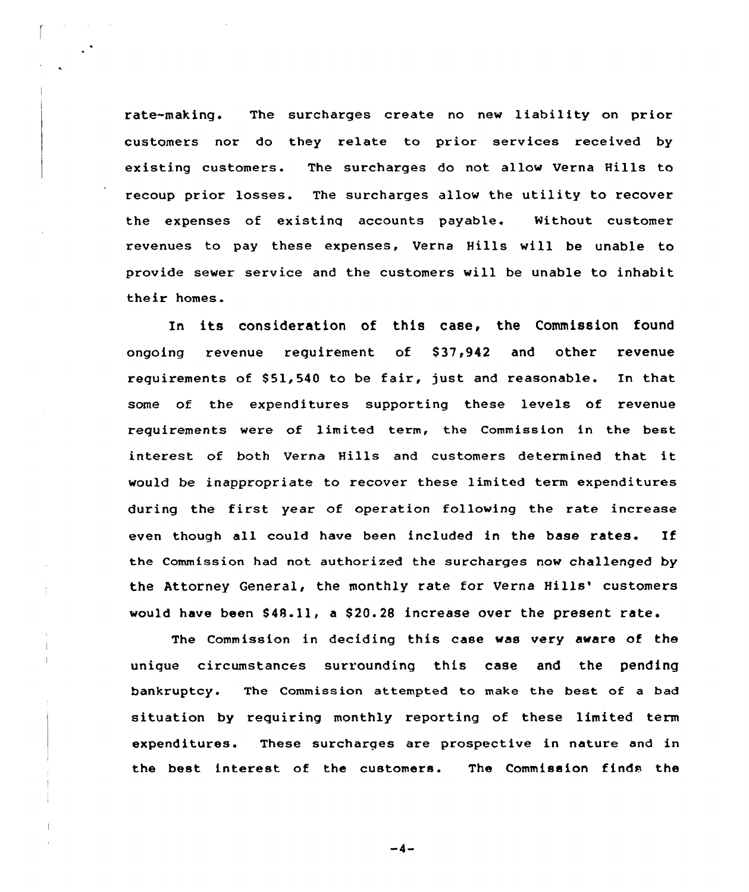rate-making. The surcharges create no new liability on prior customers nor do they relate to prior services received by existing customers. The surcharges do not allow Verna Hills to recoup prior losses. The surcharges allow the utility to recover the expenses of existinq accounts payable. Without customer revenues to pay these expenses, Verna Hills will be unable to provide sewer service and the customers will be unable to inhabit their homes.

In its consideration of this case, the Commission found ongoing revenue requirement of $37,942 and other revenue requirements of $51,540 to be fair, just and reasonable. In that some of the expenditures supporting these levels of revenue requirements were of limited term, the Commission in the best interest of both Verna Hills and customers determined that it would be inappropriate to recover these limited term expenditures during the first year of operation following the rate increase even though all could have been included in the base rates. If the Commission had not authorized the surcharges now challenged by the Attorney General, the monthly rate for Verna Hills' customers would have been $48.11, a $20.28 increase over the present rate.

The Commission in deciding this case was very aware of the unique circumstances surrounding this case and the pending bankruptcy. The Commission attempted to make the best of a bad situation by requiring monthly reporting of these limited term expenditures. These surcharges are prospective in nature and in the best interest of the customers. The Commission finds the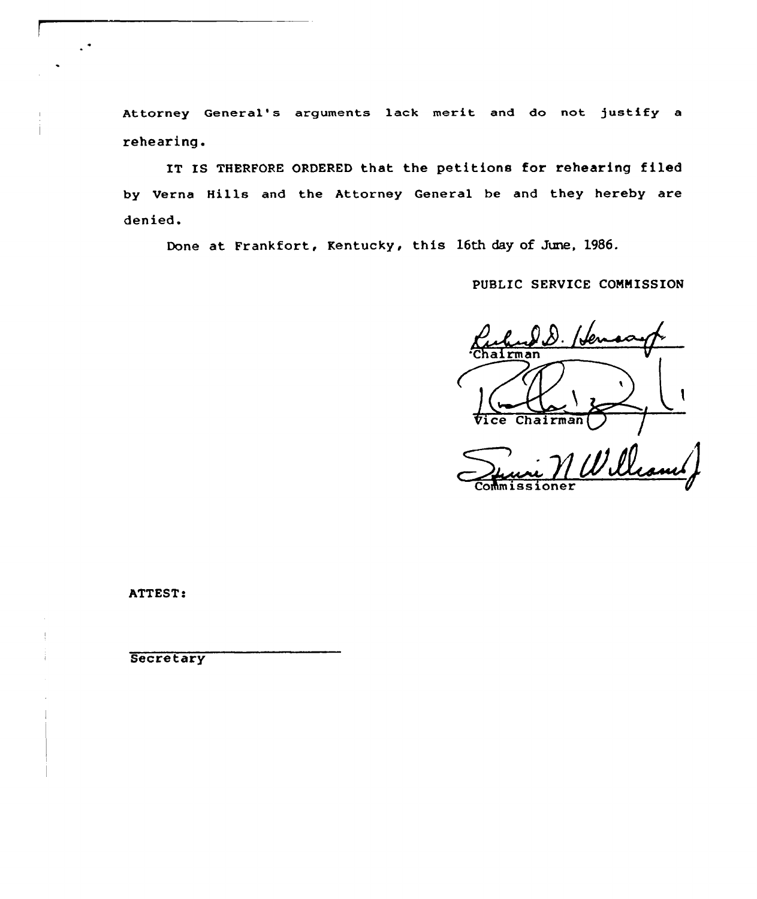Attorney General's arguments lack merit and do not justify a rehearing.

IT IS THERFORE ORDERED that the petitions for rehearing filed by Verna Hills and the Attorney General be and they hereby are denied.

Done at Frankfort, Kentucky, this 16th day of June, 1986.

PUBLIC SERVICE COMMISSION

Chairman

Vice Chairman

Commissioner

ATTEST:

Secretary